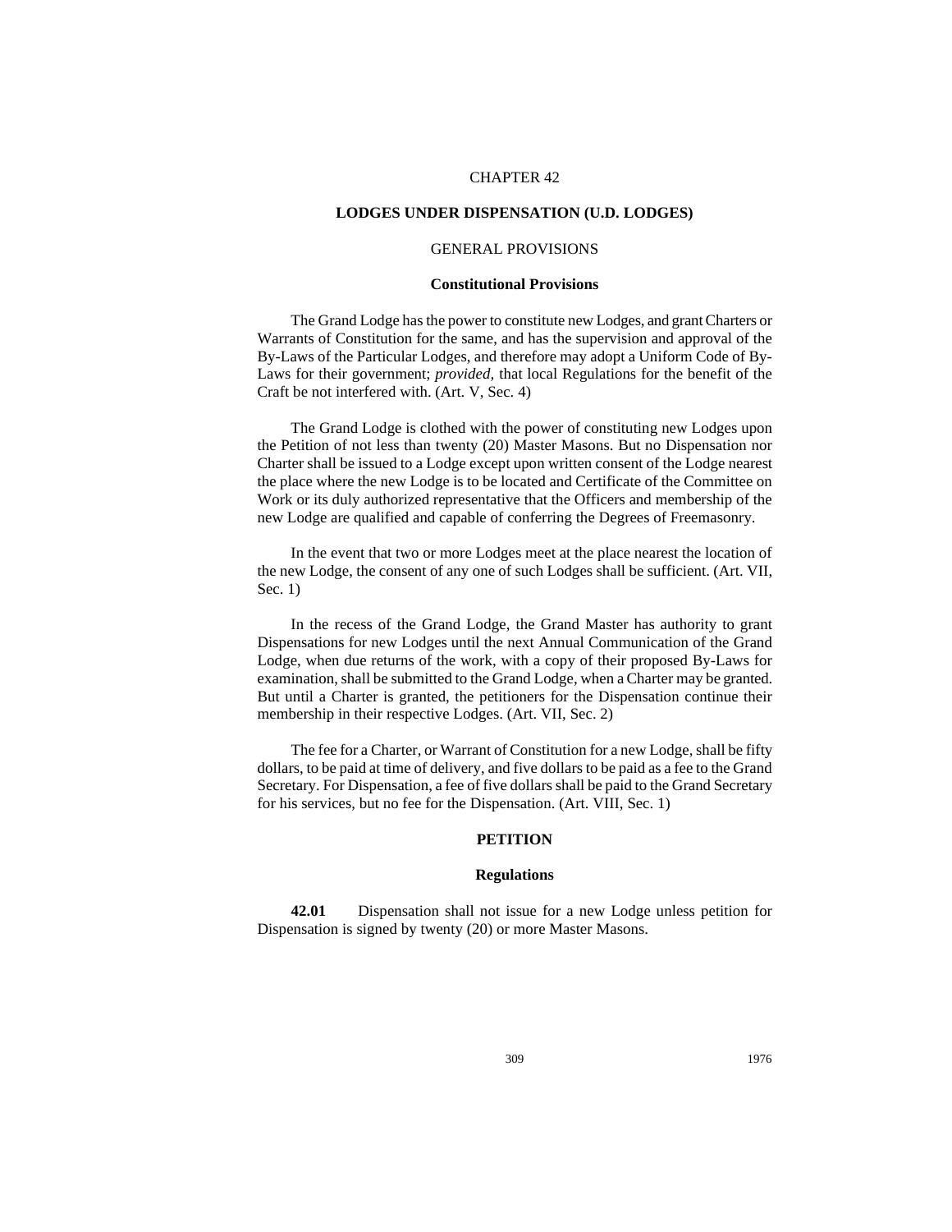# CHAPTER 42

## LODGES UNDER DISPENSATION (U.D. LODGES)

### GENERAL PROVISIONS

#### Constitutional Provisions

The Grand Lodge has the power to constitute new Lodges, and grant Charters or Warrants of Constitution for the same, and has the supervision and approval of the By-Laws of the Particular Lodges, and therefore may adopt a Uniform Code of By-Laws for their government; *provided*, that local Regulations for the benefit of the Craft be not interfered with. (Art. V, Sec. 4)

The Grand Lodge is clothed with the power of constituting new Lodges upon the Petition of not less than twenty (20) Master Masons. But no Dispensation nor Charter shall be issued to a Lodge except upon written consent of the Lodge nearest the place where the new Lodge is to be located and Certificate of the Committee on Work or its duly authorized representative that the Officers and membership of the new Lodge are qualified and capable of conferring the Degrees of Freemasonry.

In the event that two or more Lodges meet at the place nearest the location of the new Lodge, the consent of any one of such Lodges shall be sufficient. (Art. VII, Sec. 1)

In the recess of the Grand Lodge, the Grand Master has authority to grant Dispensations for new Lodges until the next Annual Communication of the Grand Lodge, when due returns of the work, with a copy of their proposed By-Laws for examination, shall be submitted to the Grand Lodge, when a Charter may be granted. But until a Charter is granted, the petitioners for the Dispensation continue their membership in their respective Lodges. (Art. VII, Sec. 2)

The fee for a Charter, or Warrant of Constitution for a new Lodge, shall be fifty dollars, to be paid at time of delivery, and five dollars to be paid as a fee to the Grand Secretary. For Dispensation, a fee of five dollars shall be paid to the Grand Secretary for his services, but no fee for the Dispensation. (Art. VIII, Sec. 1)

### PETITION

#### Regulations

**42.01** Dispensation shall not issue for a new Lodge unless petition for Dispensation is signed by twenty (20) or more Master Masons.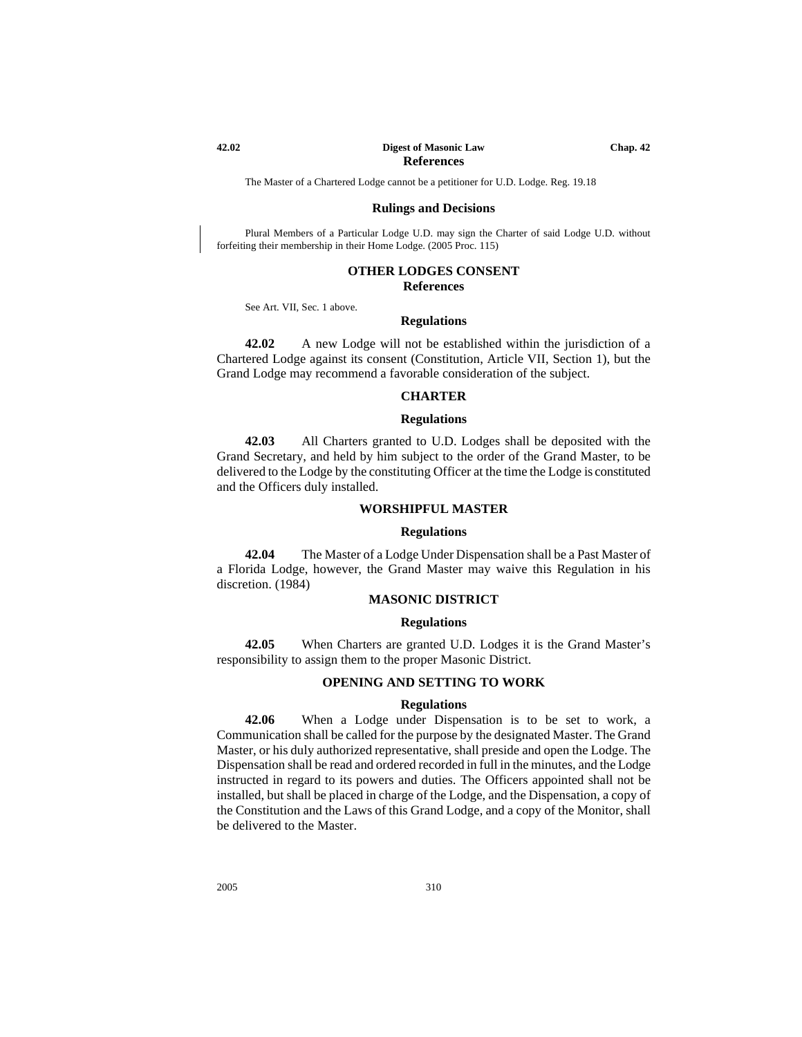### References

The Master of a Chartered Lodge cannot be a petitioner for U.D. Lodge. Reg. 19.18

### Rulings and Decisions

Plural Members of a Particular Lodge U.D. may sign the Charter of said Lodge U.D. without forfeiting their membership in their Home Lodge. (2005 Proc. 115)

## OTHER LODGES CONSENT

### References

See Art. VII, Sec. 1 above.

### Regulations

**42.02** A new Lodge will not be established within the jurisdiction of a Chartered Lodge against its consent (Constitution, Article VII, Section 1), but the Grand Lodge may recommend a favorable consideration of the subject.

## CHARTER

### Regulations

**42.03** All Charters granted to U.D. Lodges shall be deposited with the Grand Secretary, and held by him subject to the order of the Grand Master, to be delivered to the Lodge by the constituting Officer at the time the Lodge is constituted and the Officers duly installed.

## WORSHIPFUL MASTER

### Regulations

**42.04** The Master of a Lodge Under Dispensation shall be a Past Master of a Florida Lodge, however, the Grand Master may waive this Regulation in his discretion. (1984)

## MASONIC DISTRICT

### Regulations

**42.05** When Charters are granted U.D. Lodges it is the Grand Master's responsibility to assign them to the proper Masonic District.

## OPENING AND SETTING TO WORK

### Regulations

**42.06** When a Lodge under Dispensation is to be set to work, a Communication shall be called for the purpose by the designated Master. The Grand Master, or his duly authorized representative, shall preside and open the Lodge. The Dispensation shall be read and ordered recorded in full in the minutes, and the Lodge instructed in regard to its powers and duties. The Officers appointed shall not be installed, but shall be placed in charge of the Lodge, and the Dispensation, a copy of the Constitution and the Laws of this Grand Lodge, and a copy of the Monitor, shall be delivered to the Master.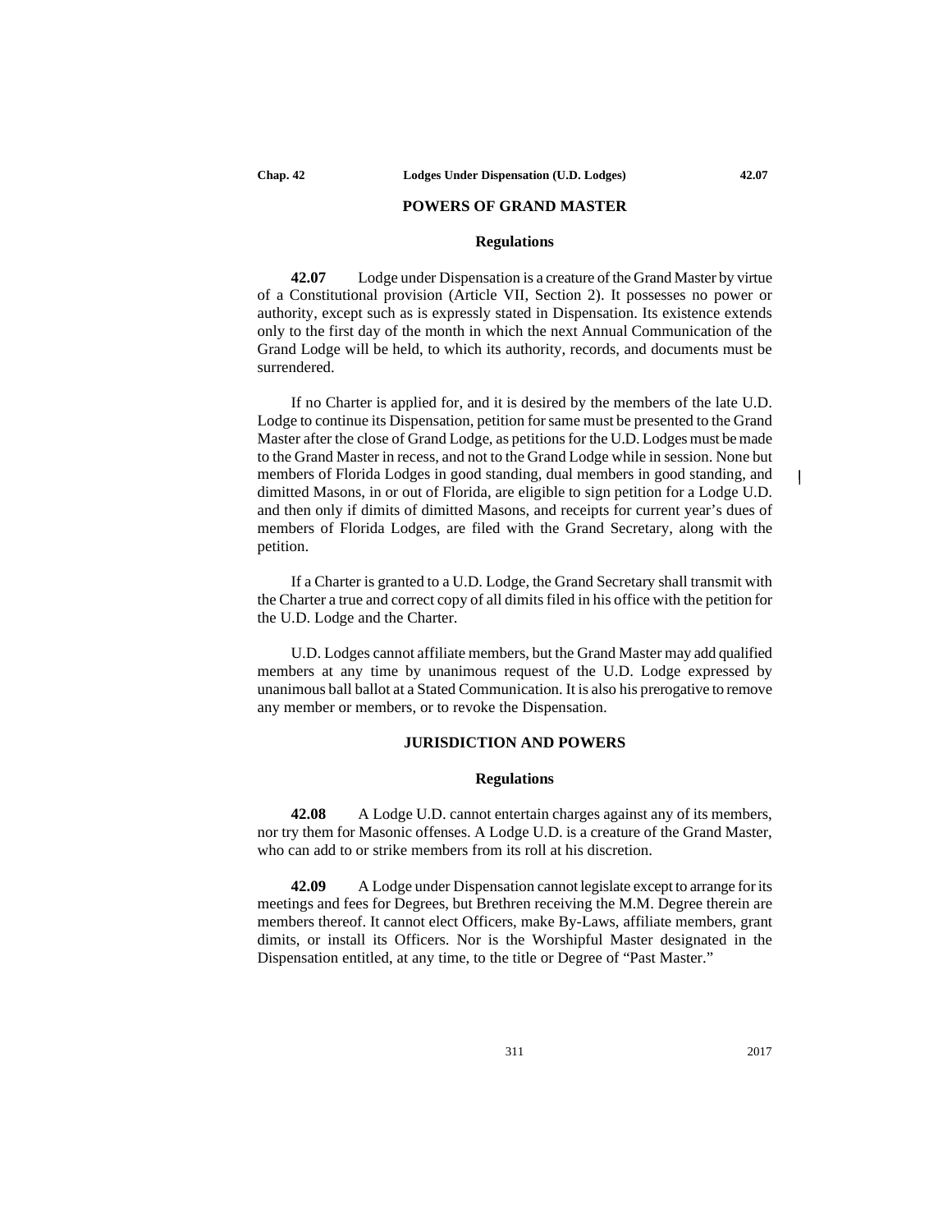## POWERS OF GRAND MASTER

### Regulations

**42.07** Lodge under Dispensation is a creature of the Grand Master by virtue of a Constitutional provision (Article VII, Section 2). It possesses no power or authority, except such as is expressly stated in Dispensation. Its existence extends only to the first day of the month in which the next Annual Communication of the Grand Lodge will be held, to which its authority, records, and documents must be surrendered.

If no Charter is applied for, and it is desired by the members of the late U.D. Lodge to continue its Dispensation, petition for same must be presented to the Grand Master after the close of Grand Lodge, as petitions for the U.D. Lodges must be made to the Grand Master in recess, and not to the Grand Lodge while in session. None but members of Florida Lodges in good standing, dual members in good standing, and dimitted Masons, in or out of Florida, are eligible to sign petition for a Lodge U.D. and then only if dimits of dimitted Masons, and receipts for current year's dues of members of Florida Lodges, are filed with the Grand Secretary, along with the petition.

If a Charter is granted to a U.D. Lodge, the Grand Secretary shall transmit with the Charter a true and correct copy of all dimits filed in his office with the petition for the U.D. Lodge and the Charter.

U.D. Lodges cannot affiliate members, but the Grand Master may add qualified members at any time by unanimous request of the U.D. Lodge expressed by unanimous ball ballot at a Stated Communication. It is also his prerogative to remove any member or members, or to revoke the Dispensation.

## JURISDICTION AND POWERS

### Regulations

**42.08** A Lodge U.D. cannot entertain charges against any of its members, nor try them for Masonic offenses. A Lodge U.D. is a creature of the Grand Master, who can add to or strike members from its roll at his discretion.

**42.09** A Lodge under Dispensation cannot legislate except to arrange for its meetings and fees for Degrees, but Brethren receiving the M.M. Degree therein are members thereof. It cannot elect Officers, make By-Laws, affiliate members, grant dimits, or install its Officers. Nor is the Worshipful Master designated in the Dispensation entitled, at any time, to the title or Degree of "Past Master."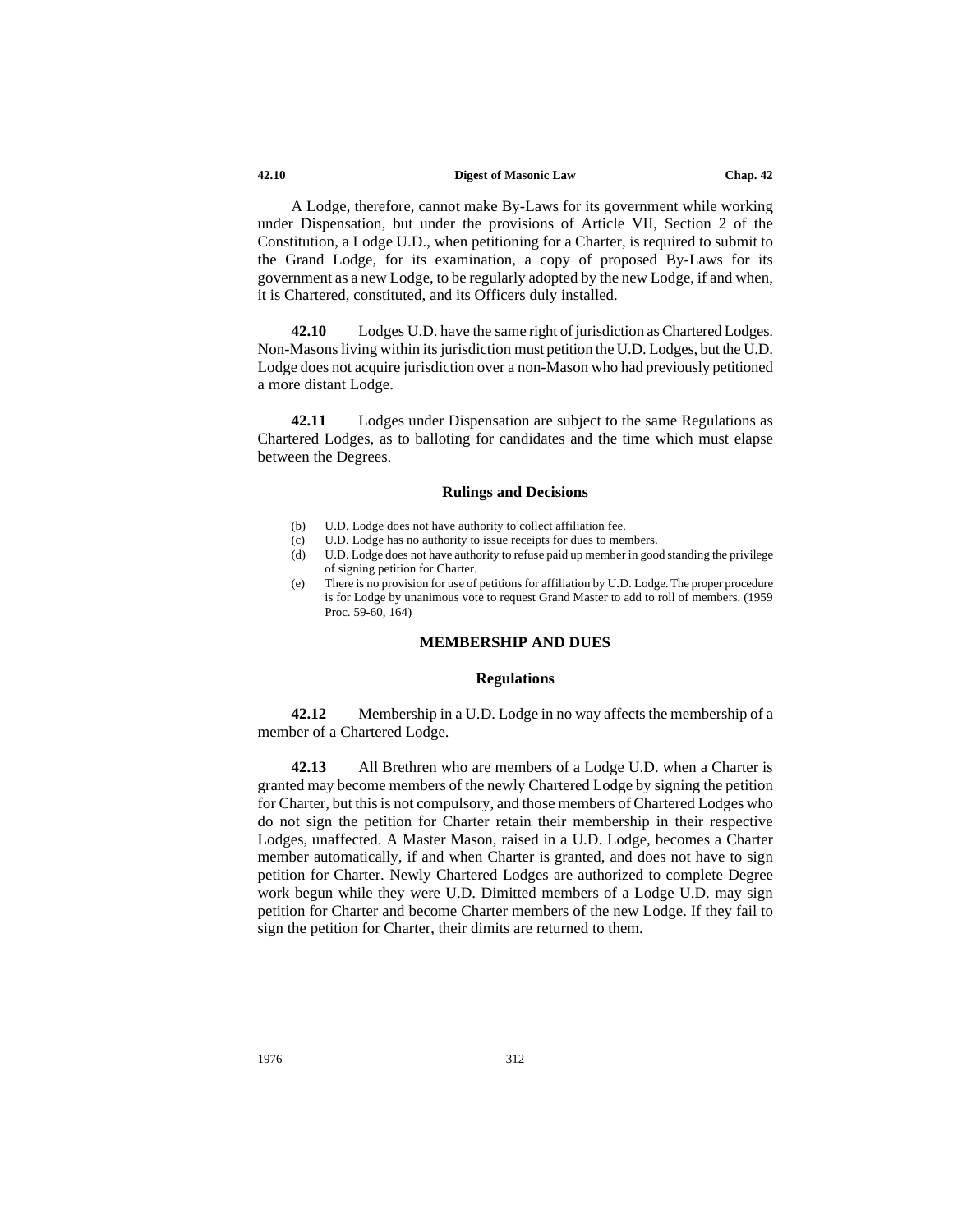A Lodge, therefore, cannot make By-Laws for its government while working under Dispensation, but under the provisions of Article VII, Section 2 of the Constitution, a Lodge U.D., when petitioning for a Charter, is required to submit to the Grand Lodge, for its examination, a copy of proposed By-Laws for its government as a new Lodge, to be regularly adopted by the new Lodge, if and when, it is Chartered, constituted, and its Officers duly installed.

**42.10** Lodges U.D. have the same right of jurisdiction as Chartered Lodges. Non-Masons living within its jurisdiction must petition the U.D. Lodges, but the U.D. Lodge does not acquire jurisdiction over a non-Mason who had previously petitioned a more distant Lodge.

**42.11** Lodges under Dispensation are subject to the same Regulations as Chartered Lodges, as to balloting for candidates and the time which must elapse between the Degrees.

### Rulings and Decisions

(b) U.D. Lodge does not have authority to collect affiliation fee.

(c) U.D. Lodge has no authority to issue receipts for dues to members.

(d) U.D. Lodge does not have authority to refuse paid up member in good standing the privilege of signing petition for Charter.

(e) There is no provision for use of petitions for affiliation by U.D. Lodge. The proper procedure is for Lodge by unanimous vote to request Grand Master to add to roll of members. (1959 Proc. 59-60, 164)

## MEMBERSHIP AND DUES

### Regulations

**42.12** Membership in a U.D. Lodge in no way affects the membership of a member of a Chartered Lodge.

**42.13** All Brethren who are members of a Lodge U.D. when a Charter is granted may become members of the newly Chartered Lodge by signing the petition for Charter, but this is not compulsory, and those members of Chartered Lodges who do not sign the petition for Charter retain their membership in their respective Lodges, unaffected. A Master Mason, raised in a U.D. Lodge, becomes a Charter member automatically, if and when Charter is granted, and does not have to sign petition for Charter. Newly Chartered Lodges are authorized to complete Degree work begun while they were U.D. Dimitted members of a Lodge U.D. may sign petition for Charter and become Charter members of the new Lodge. If they fail to sign the petition for Charter, their dimits are returned to them.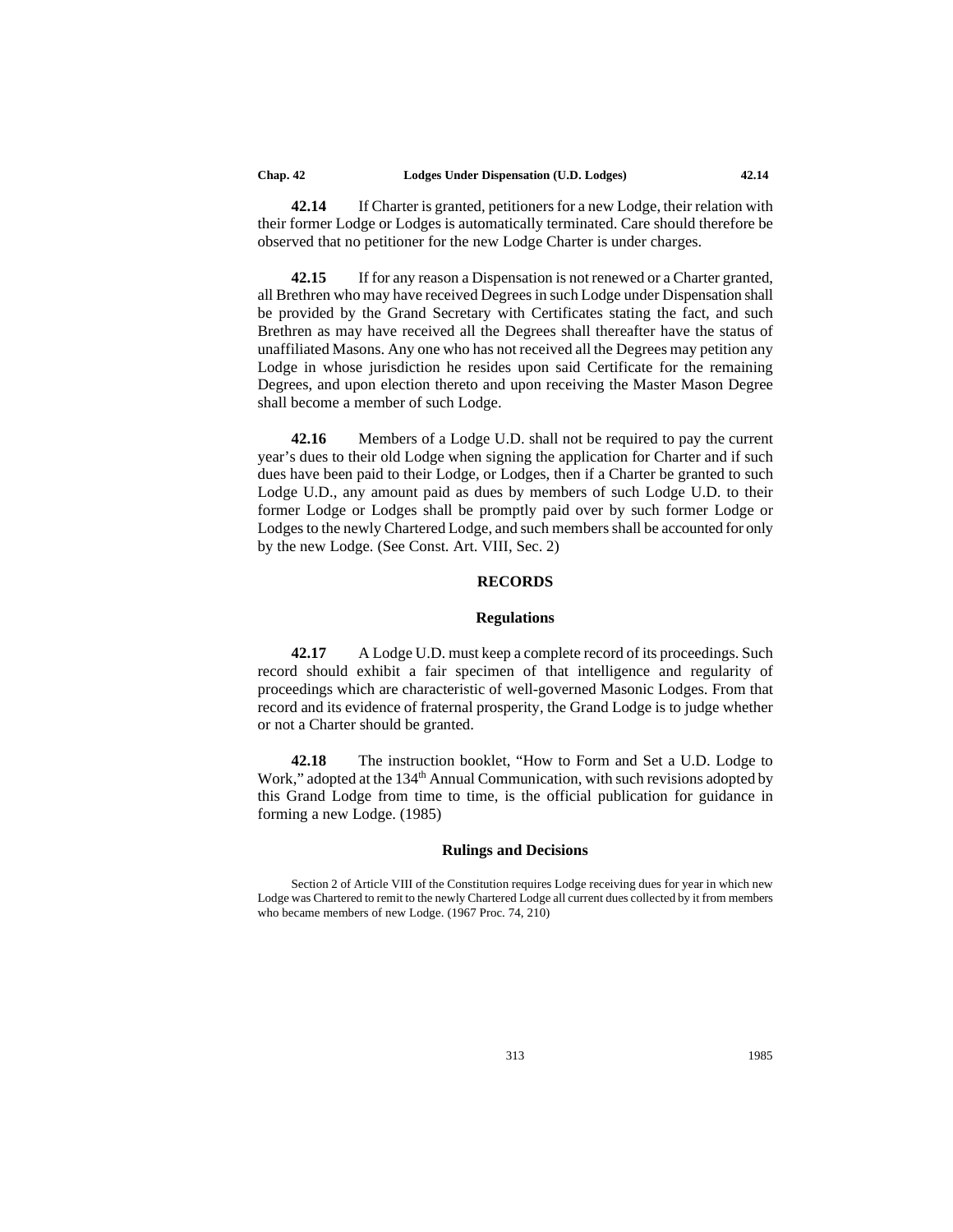**42.14** If Charter is granted, petitioners for a new Lodge, their relation with their former Lodge or Lodges is automatically terminated. Care should therefore be observed that no petitioner for the new Lodge Charter is under charges.

**42.15** If for any reason a Dispensation is not renewed or a Charter granted, all Brethren who may have received Degrees in such Lodge under Dispensation shall be provided by the Grand Secretary with Certificates stating the fact, and such Brethren as may have received all the Degrees shall thereafter have the status of unaffiliated Masons. Any one who has not received all the Degrees may petition any Lodge in whose jurisdiction he resides upon said Certificate for the remaining Degrees, and upon election thereto and upon receiving the Master Mason Degree shall become a member of such Lodge.

**42.16** Members of a Lodge U.D. shall not be required to pay the current year's dues to their old Lodge when signing the application for Charter and if such dues have been paid to their Lodge, or Lodges, then if a Charter be granted to such Lodge U.D., any amount paid as dues by members of such Lodge U.D. to their former Lodge or Lodges shall be promptly paid over by such former Lodge or Lodges to the newly Chartered Lodge, and such members shall be accounted for only by the new Lodge. (See Const. Art. VIII, Sec. 2)

## RECORDS

### Regulations

**42.17** A Lodge U.D. must keep a complete record of its proceedings. Such record should exhibit a fair specimen of that intelligence and regularity of proceedings which are characteristic of well-governed Masonic Lodges. From that record and its evidence of fraternal prosperity, the Grand Lodge is to judge whether or not a Charter should be granted.

**42.18** The instruction booklet, "How to Form and Set a U.D. Lodge to Work," adopted at the 134th Annual Communication, with such revisions adopted by this Grand Lodge from time to time, is the official publication for guidance in forming a new Lodge. (1985)

### Rulings and Decisions

Section 2 of Article VIII of the Constitution requires Lodge receiving dues for year in which new Lodge was Chartered to remit to the newly Chartered Lodge all current dues collected by it from members who became members of new Lodge. (1967 Proc. 74, 210)